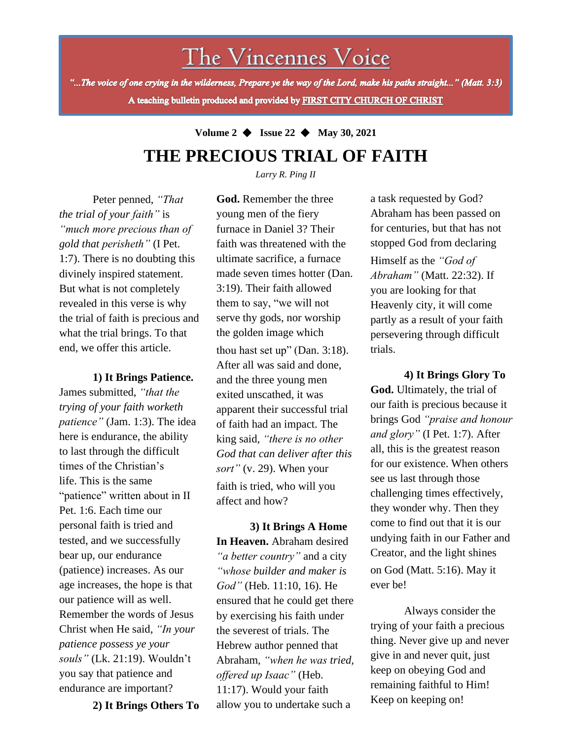# The Vincennes Voice

*"...The voice of one crying in the wilderness, Prepare ye the way of the Lord, make his paths straight..." (Matt. 3:3)*

**A teaching bulletin produced and provided by FIRST CITY CHURCH OF CHRIST**

**Volume 2 ◆ Issue 22 ◆ May 30, 2021**

## THE PRECIOUS TRIAL OF FAITH

*Larry R. Ping II*

Peter penned, *"That the trial of your faith"* is *"much more precious than of gold that perisheth"* (I Pet. 1:7). There is no doubting this divinely inspired statement. But what is not completely revealed in this verse is why the trial of faith is precious and what the trial brings. To that end, we offer this article.

**1) It Brings Patience.** James submitted, *"that the trying of your faith worketh patience"* (Jam. 1:3). The idea here is endurance, the ability to last through the difficult times of the Christian's life. This is the same "patience" written about in II Pet. 1:6. Each time our personal faith is tried and tested, and we successfully bear up, our endurance (patience) increases. As our age increases, the hope is that our patience will as well. Remember the words of Jesus Christ when He said, *"In your patience possess ye your souls"* (Lk. 21:19). Wouldn't you say that patience and endurance are important?

**2) It Brings Others To God.** Remember the three young men of the fiery furnace in Daniel 3? Their faith was threatened with the ultimate sacrifice, a furnace made seven times hotter (Dan. 3:19). Their faith allowed them to say, "we will not serve thy gods, nor worship the golden image which thou hast set up" (Dan. 3:18). After all was said and done, and the three young men exited unscathed, it was apparent their successful trial of faith had an impact. The king said, *"there is no other God that can deliver after this sort"* (v. 29). When your faith is tried, who will you affect and how?

**3) It Brings A Home In Heaven.** Abraham desired *"a better country"* and a city *"whose builder and maker is God"* (Heb. 11:10, 16). He ensured that he could get there by exercising his faith under the severest of trials. The Hebrew author penned that Abraham, *"when he was tried, offered up Isaac"* (Heb. 11:17). Would your faith allow you to undertake such a task requested by God? Abraham has been passed on for centuries, but that has not stopped God from declaring Himself as the *"God of Abraham"* (Matt. 22:32). If you are looking for that Heavenly city, it will come partly as a result of your faith persevering through difficult trials.

**4) It Brings Glory To God.** Ultimately, the trial of our faith is precious because it brings God *"praise and honour and glory"* (I Pet. 1:7). After all, this is the greatest reason for our existence. When others see us last through those challenging times effectively, they wonder why. Then they come to find out that it is our undying faith in our Father and Creator, and the light shines on God (Matt. 5:16). May it ever be!

Always consider the trying of your faith a precious thing. Never give up and never give in and never quit, just keep on obeying God and remaining faithful to Him! Keep on keeping on!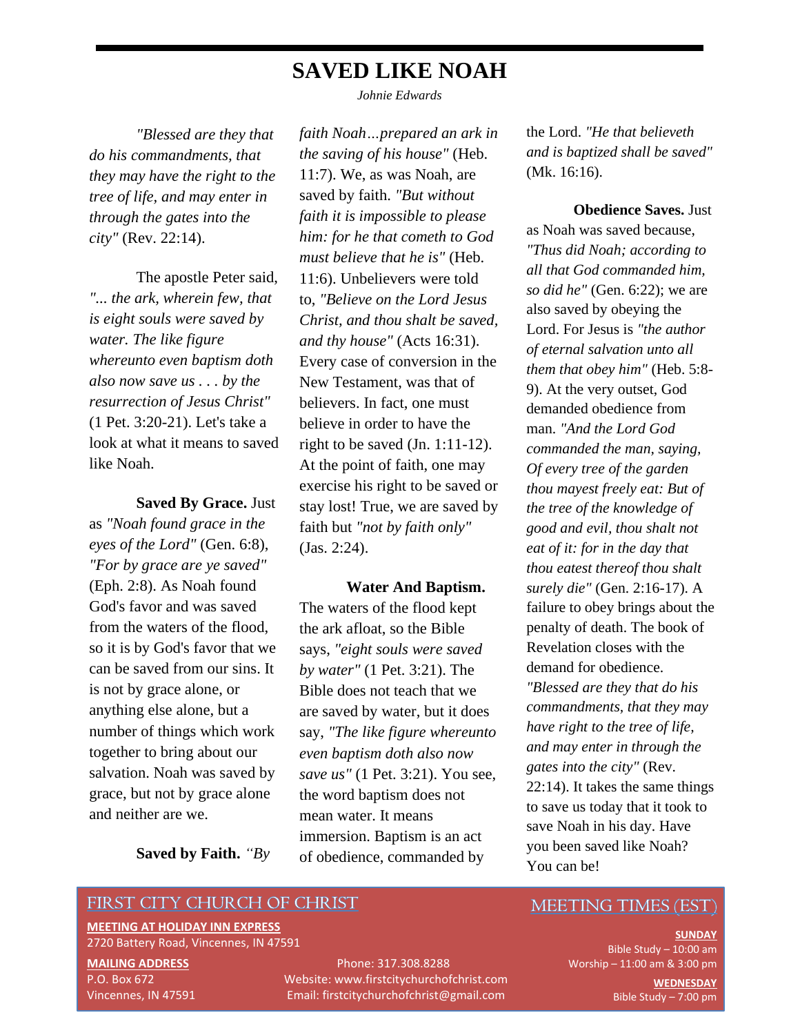# SAVED LIKE NOAH

*Johnie Edwards*

*"Blessed are they that do his commandments, that they may have the right to the tree of life, and may enter in through the gates into the city"* (Rev. 22:14).

The apostle Peter said, *"... the ark, wherein few, that is eight souls were saved by water. The like figure whereunto even baptism doth also now save us . . . by the resurrection of Jesus Christ"* (1 Pet. 3:20-21). Let's take a look at what it means to saved like Noah.

**Saved By Grace.** Just as *"Noah found grace in the eyes of the Lord"* (Gen. 6:8), *"For by grace are ye saved"* (Eph. 2:8). As Noah found God's favor and was saved from the waters of the flood, so it is by God's favor that we can be saved from our sins. It is not by grace alone, or anything else alone, but a number of things which work together to bring about our salvation. Noah was saved by grace, but not by grace alone and neither are we.

**Saved by Faith.** *"By faith Noah…prepared an ark in the saving of his house"* (Heb. 11:7). We, as was Noah, are saved by faith. *"But without faith it is impossible to please him: for he that cometh to God must believe that he is"* (Heb. 11:6). Unbelievers were told to, *"Believe on the Lord Jesus Christ, and thou shalt be saved, and thy house"* (Acts 16:31). Every case of conversion in the New Testament, was that of believers. In fact, one must believe in order to have the right to be saved (Jn. 1:11-12). At the point of faith, one may exercise his right to be saved or stay lost! True, we are saved by faith but *"not by faith only"* (Jas. 2:24).

**Water And Baptism.** The waters of the flood kept the ark afloat, so the Bible says, *"eight souls were saved by water"* (1 Pet. 3:21). The Bible does not teach that we are saved by water, but it does say, *"The like figure whereunto even baptism doth also now save us"* (1 Pet. 3:21). You see, the word baptism does not mean water. It means immersion. Baptism is an act of obedience, commanded by the Lord. *"He that believeth and is baptized shall be saved"* (Mk. 16:16).

**Obedience Saves.** Just as Noah was saved because, *"Thus did Noah; according to all that God commanded him, so did he"* (Gen. 6:22); we are also saved by obeying the Lord. For Jesus is *"the author of eternal salvation unto all them that obey him"* (Heb. 5:8-9). At the very outset, God demanded obedience from man. *"And the Lord God commanded the man, saying, Of every tree of the garden thou mayest freely eat: But of the tree of the knowledge of good and evil, thou shalt not eat of it: for in the day that thou eatest thereof thou shalt surely die"* (Gen. 2:16-17). A failure to obey brings about the penalty of death. The book of Revelation closes with the demand for obedience. *"Blessed are they that do his commandments, that they may have right to the tree of life, and may enter in through the gates into the city"* (Rev. 22:14). It takes the same things to save us today that it took to save Noah in his day. Have you been saved like Noah? You can be!

## FIRST CITY CHURCH OF CHRIST

**MEETING AT HOLIDAY INN EXPRESS**
2720 Battery Road, Vincennes, IN 47591

**MAILING ADDRESS**
P.O. Box 672
Vincennes, IN 47591

Phone: 317.308.8288
Website: www.firstcitychurchofchrist.com
Email: firstcitychurchofchrist@gmail.com

## MEETING TIMES (EST)

**SUNDAY**
Bible Study – 10:00 am
Worship – 11:00 am & 3:00 pm

**WEDNESDAY**
Bible Study – 7:00 pm